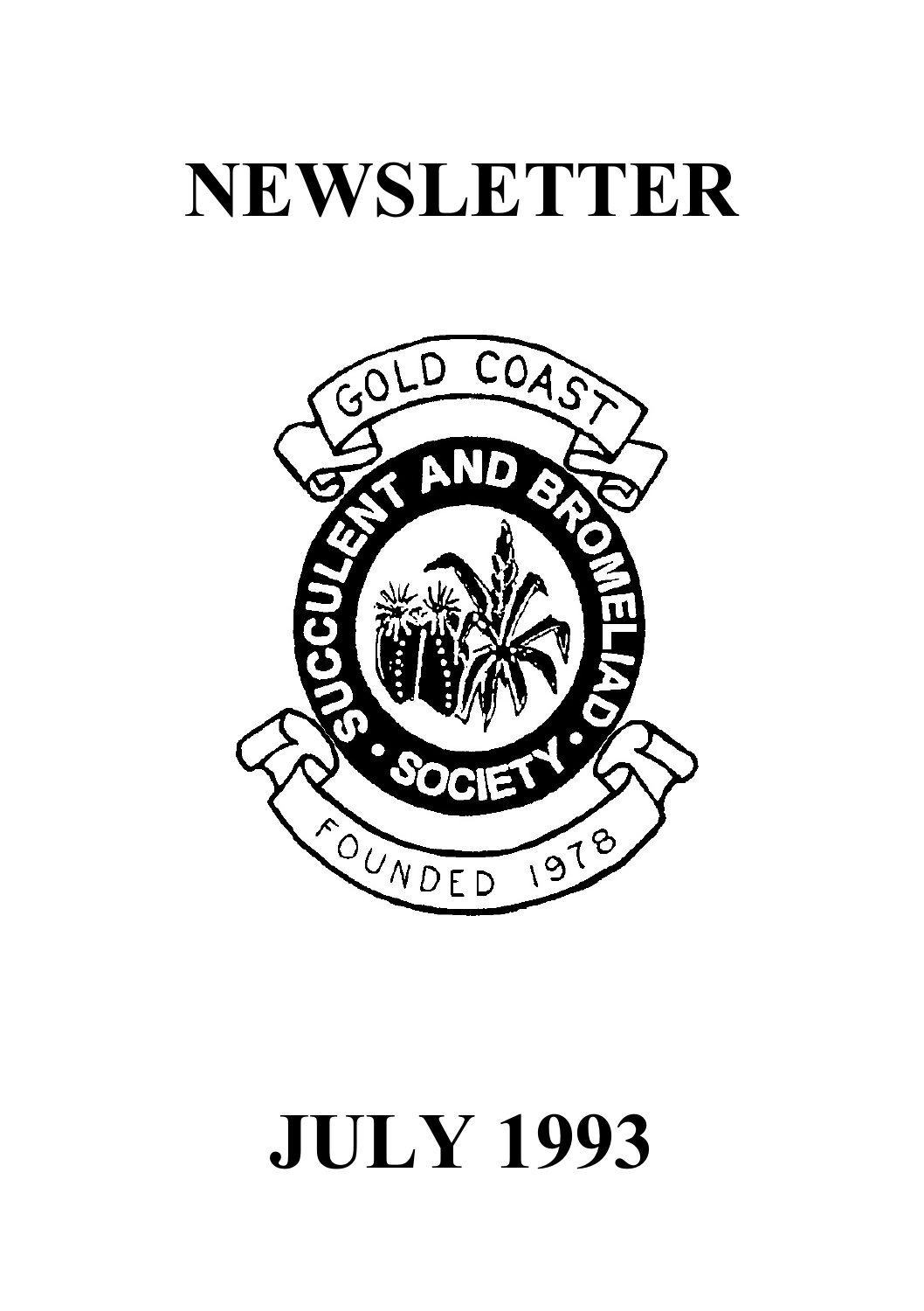# NEWSLETTER

GOLD COAST

SUCCULENT AND BROMELIAD • SOCIETY •

FOUNDED 1978

# JULY 1993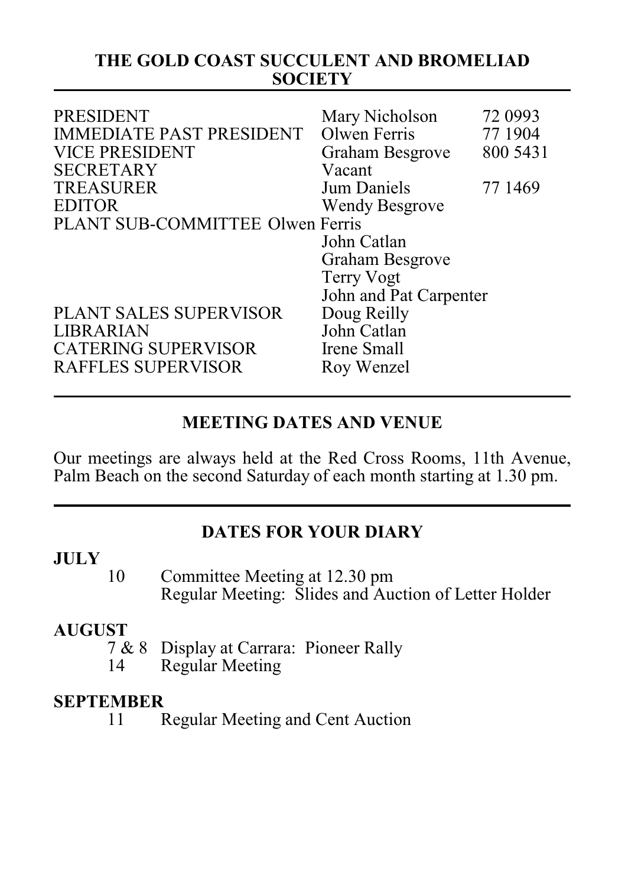## THE GOLD COAST SUCCULENT AND BROMELIAD SOCIETY

| | | |
|---|---|---|
| PRESIDENT | Mary Nicholson | 72 0993 |
| IMMEDIATE PAST PRESIDENT | Olwen Ferris | 77 1904 |
| VICE PRESIDENT | Graham Besgrove | 800 5431 |
| SECRETARY | Vacant | |
| TREASURER | Jum Daniels | 77 1469 |
| EDITOR | Wendy Besgrove | |
| PLANT SUB-COMMITTEE | Olwen Ferris | |
| | John Catlan | |
| | Graham Besgrove | |
| | Terry Vogt | |
| | John and Pat Carpenter | |
| PLANT SALES SUPERVISOR | Doug Reilly | |
| LIBRARIAN | John Catlan | |
| CATERING SUPERVISOR | Irene Small | |
| RAFFLES SUPERVISOR | Roy Wenzel | |

## MEETING DATES AND VENUE

Our meetings are always held at the Red Cross Rooms, 11th Avenue, Palm Beach on the second Saturday of each month starting at 1.30 pm.

## DATES FOR YOUR DIARY

**JULY**

- 10 Committee Meeting at 12.30 pm
  Regular Meeting: Slides and Auction of Letter Holder

**AUGUST**

- 7 & 8 Display at Carrara: Pioneer Rally
- 14 Regular Meeting

**SEPTEMBER**

- 11 Regular Meeting and Cent Auction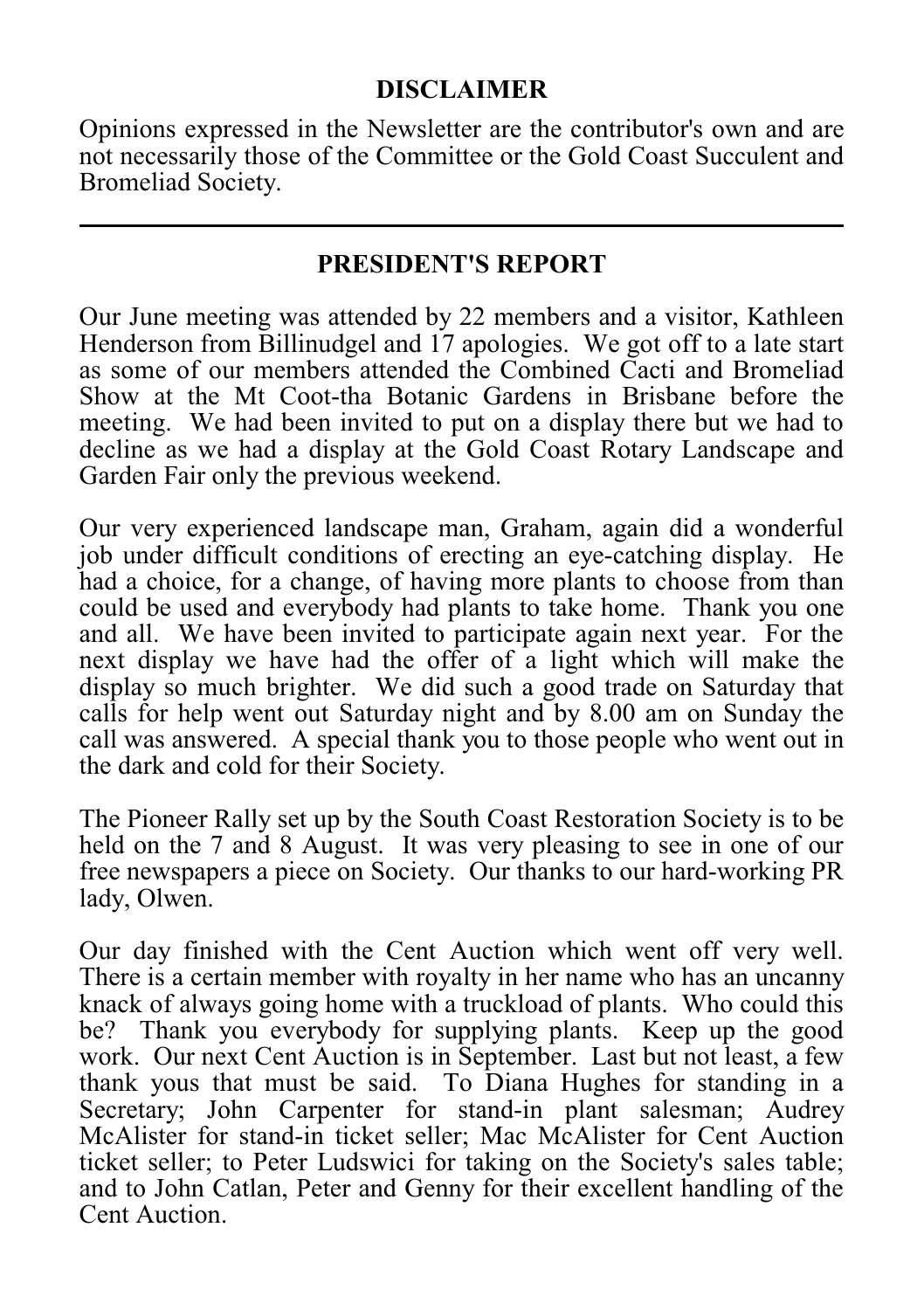## DISCLAIMER

Opinions expressed in the Newsletter are the contributor's own and are not necessarily those of the Committee or the Gold Coast Succulent and Bromeliad Society.

---

## PRESIDENT'S REPORT

Our June meeting was attended by 22 members and a visitor, Kathleen Henderson from Billinudgel and 17 apologies. We got off to a late start as some of our members attended the Combined Cacti and Bromeliad Show at the Mt Coot-tha Botanic Gardens in Brisbane before the meeting. We had been invited to put on a display there but we had to decline as we had a display at the Gold Coast Rotary Landscape and Garden Fair only the previous weekend.

Our very experienced landscape man, Graham, again did a wonderful job under difficult conditions of erecting an eye-catching display. He had a choice, for a change, of having more plants to choose from than could be used and everybody had plants to take home. Thank you one and all. We have been invited to participate again next year. For the next display we have had the offer of a light which will make the display so much brighter. We did such a good trade on Saturday that calls for help went out Saturday night and by 8.00 am on Sunday the call was answered. A special thank you to those people who went out in the dark and cold for their Society.

The Pioneer Rally set up by the South Coast Restoration Society is to be held on the 7 and 8 August. It was very pleasing to see in one of our free newspapers a piece on Society. Our thanks to our hard-working PR lady, Olwen.

Our day finished with the Cent Auction which went off very well. There is a certain member with royalty in her name who has an uncanny knack of always going home with a truckload of plants. Who could this be? Thank you everybody for supplying plants. Keep up the good work. Our next Cent Auction is in September. Last but not least, a few thank yous that must be said. To Diana Hughes for standing in a Secretary; John Carpenter for stand-in plant salesman; Audrey McAlister for stand-in ticket seller; Mac McAlister for Cent Auction ticket seller; to Peter Ludswici for taking on the Society's sales table; and to John Catlan, Peter and Genny for their excellent handling of the Cent Auction.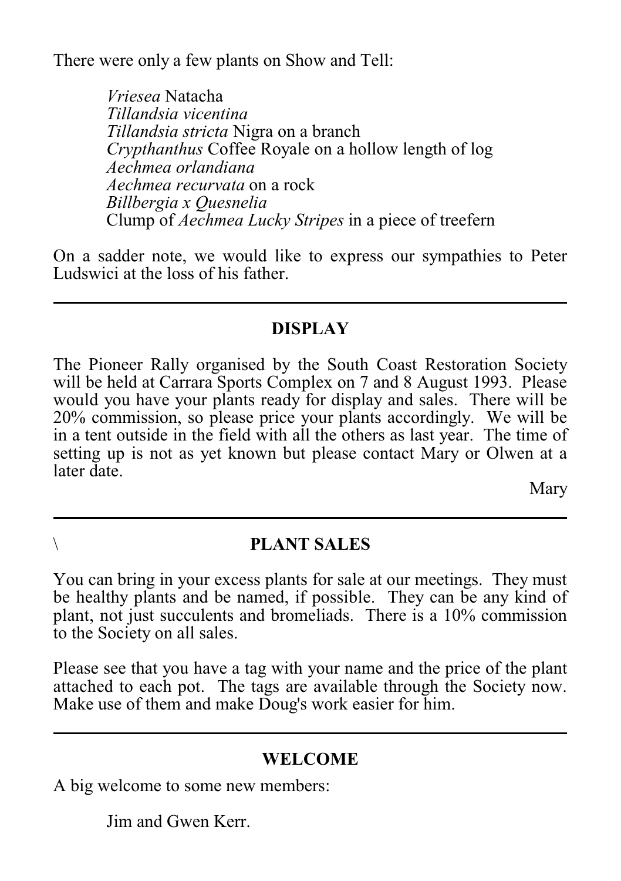There were only a few plants on Show and Tell:

*Vriesea* Natacha
*Tillandsia vicentina*
*Tillandsia stricta* Nigra on a branch
*Crypthanthus* Coffee Royale on a hollow length of log
*Aechmea orlandiana*
*Aechmea recurvata* on a rock
*Billbergia x Quesnelia*
Clump of *Aechmea Lucky Stripes* in a piece of treefern

On a sadder note, we would like to express our sympathies to Peter Ludswici at the loss of his father.

---

## DISPLAY

The Pioneer Rally organised by the South Coast Restoration Society will be held at Carrara Sports Complex on 7 and 8 August 1993. Please would you have your plants ready for display and sales. There will be 20% commission, so please price your plants accordingly. We will be in a tent outside in the field with all the others as last year. The time of setting up is not as yet known but please contact Mary or Olwen at a later date.

Mary

---

\

## PLANT SALES

You can bring in your excess plants for sale at our meetings. They must be healthy plants and be named, if possible. They can be any kind of plant, not just succulents and bromeliads. There is a 10% commission to the Society on all sales.

Please see that you have a tag with your name and the price of the plant attached to each pot. The tags are available through the Society now. Make use of them and make Doug's work easier for him.

---

## WELCOME

A big welcome to some new members:

Jim and Gwen Kerr.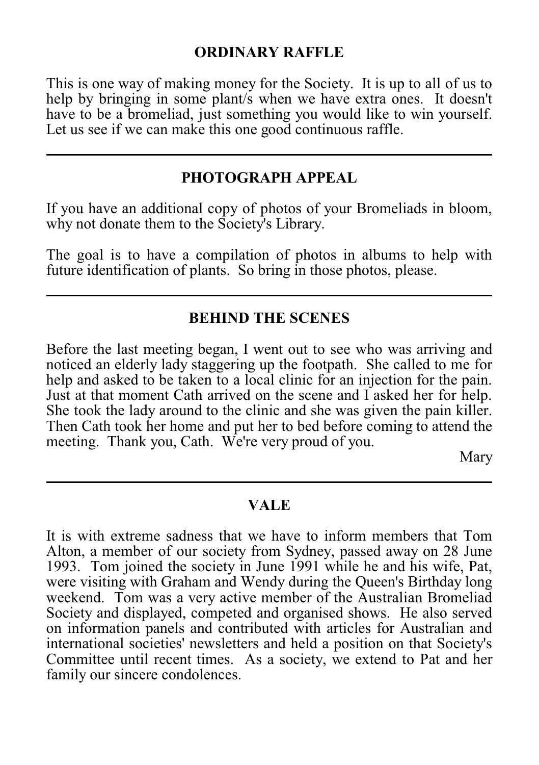## ORDINARY RAFFLE

This is one way of making money for the Society. It is up to all of us to help by bringing in some plant/s when we have extra ones. It doesn't have to be a bromeliad, just something you would like to win yourself. Let us see if we can make this one good continuous raffle.

---

## PHOTOGRAPH APPEAL

If you have an additional copy of photos of your Bromeliads in bloom, why not donate them to the Society's Library.

The goal is to have a compilation of photos in albums to help with future identification of plants. So bring in those photos, please.

---

## BEHIND THE SCENES

Before the last meeting began, I went out to see who was arriving and noticed an elderly lady staggering up the footpath. She called to me for help and asked to be taken to a local clinic for an injection for the pain. Just at that moment Cath arrived on the scene and I asked her for help. She took the lady around to the clinic and she was given the pain killer. Then Cath took her home and put her to bed before coming to attend the meeting. Thank you, Cath. We're very proud of you.

Mary

---

## VALE

It is with extreme sadness that we have to inform members that Tom Alton, a member of our society from Sydney, passed away on 28 June 1993. Tom joined the society in June 1991 while he and his wife, Pat, were visiting with Graham and Wendy during the Queen's Birthday long weekend. Tom was a very active member of the Australian Bromeliad Society and displayed, competed and organised shows. He also served on information panels and contributed with articles for Australian and international societies' newsletters and held a position on that Society's Committee until recent times. As a society, we extend to Pat and her family our sincere condolences.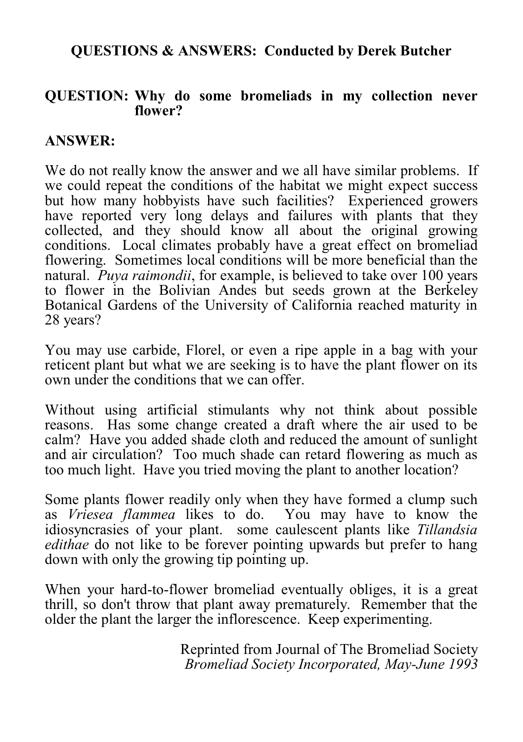## QUESTIONS & ANSWERS: Conducted by Derek Butcher

**QUESTION: Why do some bromeliads in my collection never flower?**

**ANSWER:**

We do not really know the answer and we all have similar problems. If we could repeat the conditions of the habitat we might expect success but how many hobbyists have such facilities? Experienced growers have reported very long delays and failures with plants that they collected, and they should know all about the original growing conditions. Local climates probably have a great effect on bromeliad flowering. Sometimes local conditions will be more beneficial than the natural. *Puya raimondii*, for example, is believed to take over 100 years to flower in the Bolivian Andes but seeds grown at the Berkeley Botanical Gardens of the University of California reached maturity in 28 years?

You may use carbide, Florel, or even a ripe apple in a bag with your reticent plant but what we are seeking is to have the plant flower on its own under the conditions that we can offer.

Without using artificial stimulants why not think about possible reasons. Has some change created a draft where the air used to be calm? Have you added shade cloth and reduced the amount of sunlight and air circulation? Too much shade can retard flowering as much as too much light. Have you tried moving the plant to another location?

Some plants flower readily only when they have formed a clump such as *Vriesea flammea* likes to do. You may have to know the idiosyncrasies of your plant. some caulescent plants like *Tillandsia edithae* do not like to be forever pointing upwards but prefer to hang down with only the growing tip pointing up.

When your hard-to-flower bromeliad eventually obliges, it is a great thrill, so don't throw that plant away prematurely. Remember that the older the plant the larger the inflorescence. Keep experimenting.

Reprinted from Journal of The Bromeliad Society
*Bromeliad Society Incorporated, May-June 1993*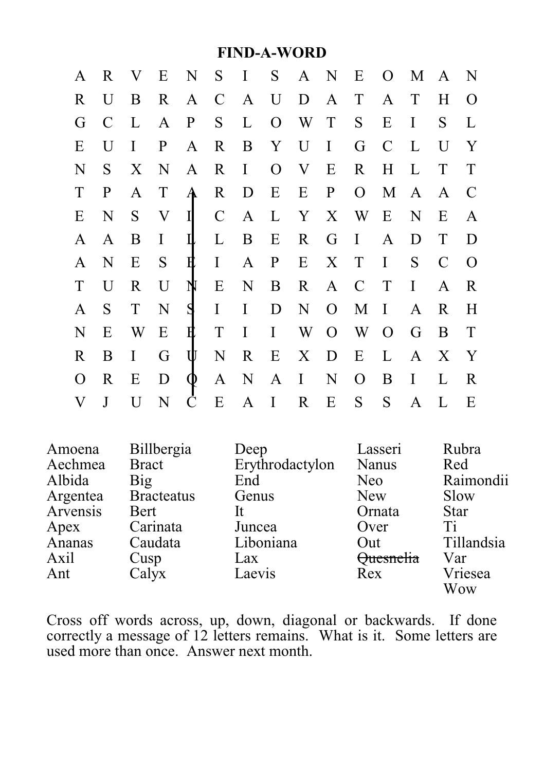# FIND-A-WORD

```
A R V E N S I S A N E O M A N
R U B R A C A U D A T A T H O
G C L A P S L O W T S E I S L
E U I P A R B Y U I G C L U Y
N S X N A R I O V E R H L T T
T P A T A R D E E P O M A A C
E N S V I C A L Y X W E N E A
A A B I L L B E R G I A D T D
A N E S E I A P E X T I S C O
T U R U N E N B R A C T I A R
A S T N S I I D N O M I A R H
N E W E E T I I W O W O G B T
R B I G U N R E X D E L A X Y
O R E D Q A N A I N O B I L R
V J U N C E A I R E S S A L E
```

| | | | | |
|---|---|---|---|---|
| Amoena | Billbergia | Deep | Lasseri | Rubra |
| Aechmea | Bract | Erythrodactylon | Nanus | Red |
| Albida | Big | End | Neo | Raimondii |
| Argentea | Bracteatus | Genus | New | Slow |
| Arvensis | Bert | It | Ornata | Star |
| Apex | Carinata | Juncea | Over | Ti |
| Ananas | Caudata | Liboniana | Out | Tillandsia |
| Axil | Cusp | Lax | ~~Quesnelia~~ | Var |
| Ant | Calyx | Laevis | Rex | Vriesea |
| | | | | Wow |

Cross off words across, up, down, diagonal or backwards. If done correctly a message of 12 letters remains. What is it. Some letters are used more than once. Answer next month.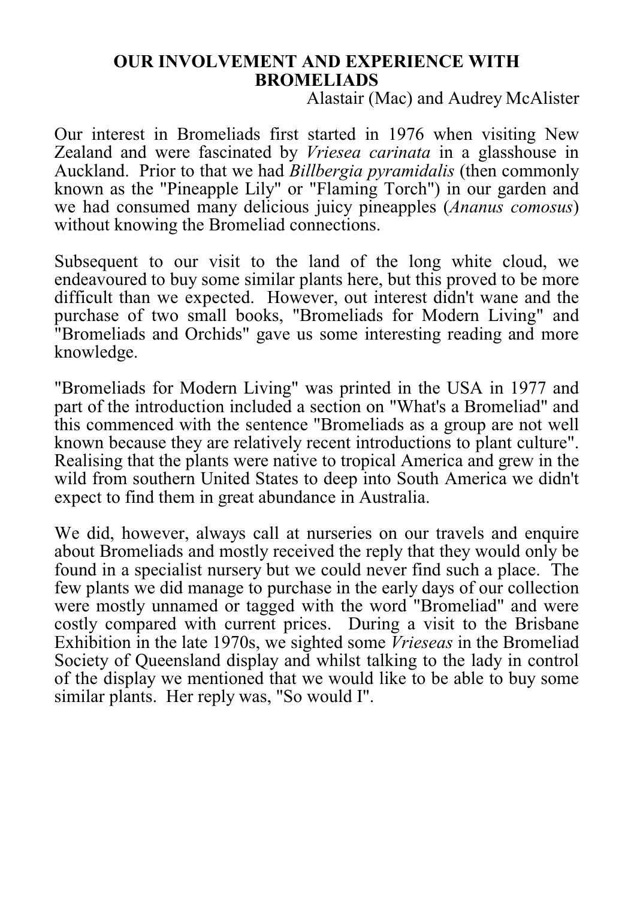# OUR INVOLVEMENT AND EXPERIENCE WITH BROMELIADS

Alastair (Mac) and Audrey McAlister

Our interest in Bromeliads first started in 1976 when visiting New Zealand and were fascinated by *Vriesea carinata* in a glasshouse in Auckland. Prior to that we had *Billbergia pyramidalis* (then commonly known as the "Pineapple Lily" or "Flaming Torch") in our garden and we had consumed many delicious juicy pineapples (*Ananus comosus*) without knowing the Bromeliad connections.

Subsequent to our visit to the land of the long white cloud, we endeavoured to buy some similar plants here, but this proved to be more difficult than we expected. However, out interest didn't wane and the purchase of two small books, "Bromeliads for Modern Living" and "Bromeliads and Orchids" gave us some interesting reading and more knowledge.

"Bromeliads for Modern Living" was printed in the USA in 1977 and part of the introduction included a section on "What's a Bromeliad" and this commenced with the sentence "Bromeliads as a group are not well known because they are relatively recent introductions to plant culture". Realising that the plants were native to tropical America and grew in the wild from southern United States to deep into South America we didn't expect to find them in great abundance in Australia.

We did, however, always call at nurseries on our travels and enquire about Bromeliads and mostly received the reply that they would only be found in a specialist nursery but we could never find such a place. The few plants we did manage to purchase in the early days of our collection were mostly unnamed or tagged with the word "Bromeliad" and were costly compared with current prices. During a visit to the Brisbane Exhibition in the late 1970s, we sighted some *Vrieseas* in the Bromeliad Society of Queensland display and whilst talking to the lady in control of the display we mentioned that we would like to be able to buy some similar plants. Her reply was, "So would I".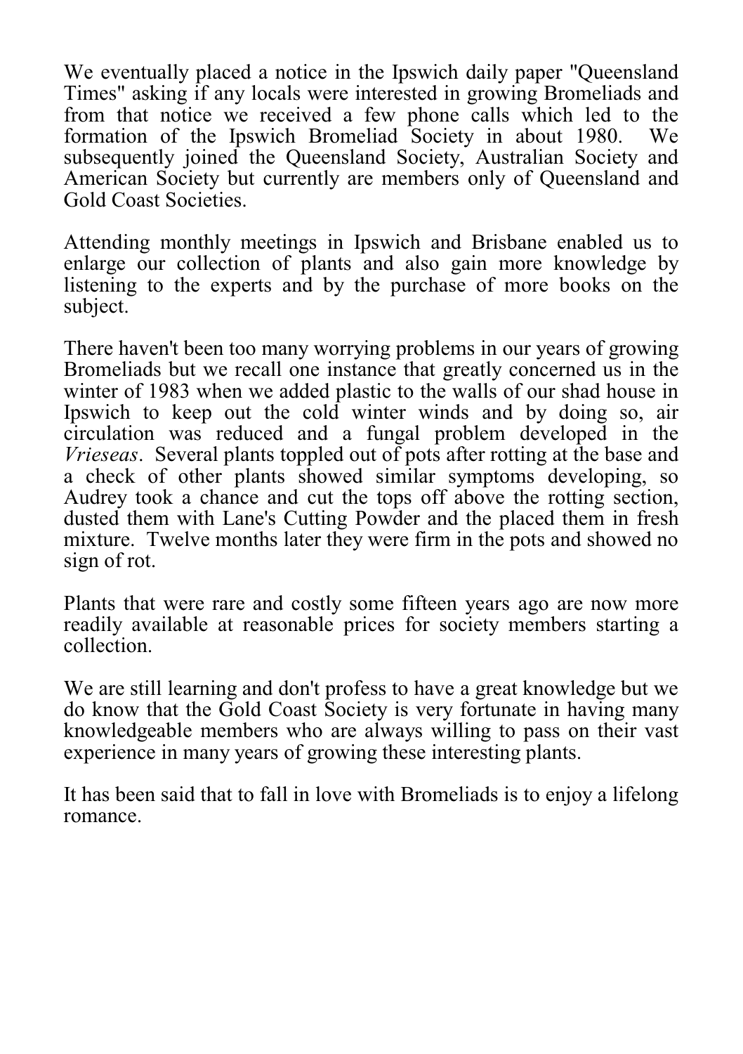We eventually placed a notice in the Ipswich daily paper "Queensland Times" asking if any locals were interested in growing Bromeliads and from that notice we received a few phone calls which led to the formation of the Ipswich Bromeliad Society in about 1980. We subsequently joined the Queensland Society, Australian Society and American Society but currently are members only of Queensland and Gold Coast Societies.

Attending monthly meetings in Ipswich and Brisbane enabled us to enlarge our collection of plants and also gain more knowledge by listening to the experts and by the purchase of more books on the subject.

There haven't been too many worrying problems in our years of growing Bromeliads but we recall one instance that greatly concerned us in the winter of 1983 when we added plastic to the walls of our shad house in Ipswich to keep out the cold winter winds and by doing so, air circulation was reduced and a fungal problem developed in the *Vrieseas*. Several plants toppled out of pots after rotting at the base and a check of other plants showed similar symptoms developing, so Audrey took a chance and cut the tops off above the rotting section, dusted them with Lane's Cutting Powder and the placed them in fresh mixture. Twelve months later they were firm in the pots and showed no sign of rot.

Plants that were rare and costly some fifteen years ago are now more readily available at reasonable prices for society members starting a collection.

We are still learning and don't profess to have a great knowledge but we do know that the Gold Coast Society is very fortunate in having many knowledgeable members who are always willing to pass on their vast experience in many years of growing these interesting plants.

It has been said that to fall in love with Bromeliads is to enjoy a lifelong romance.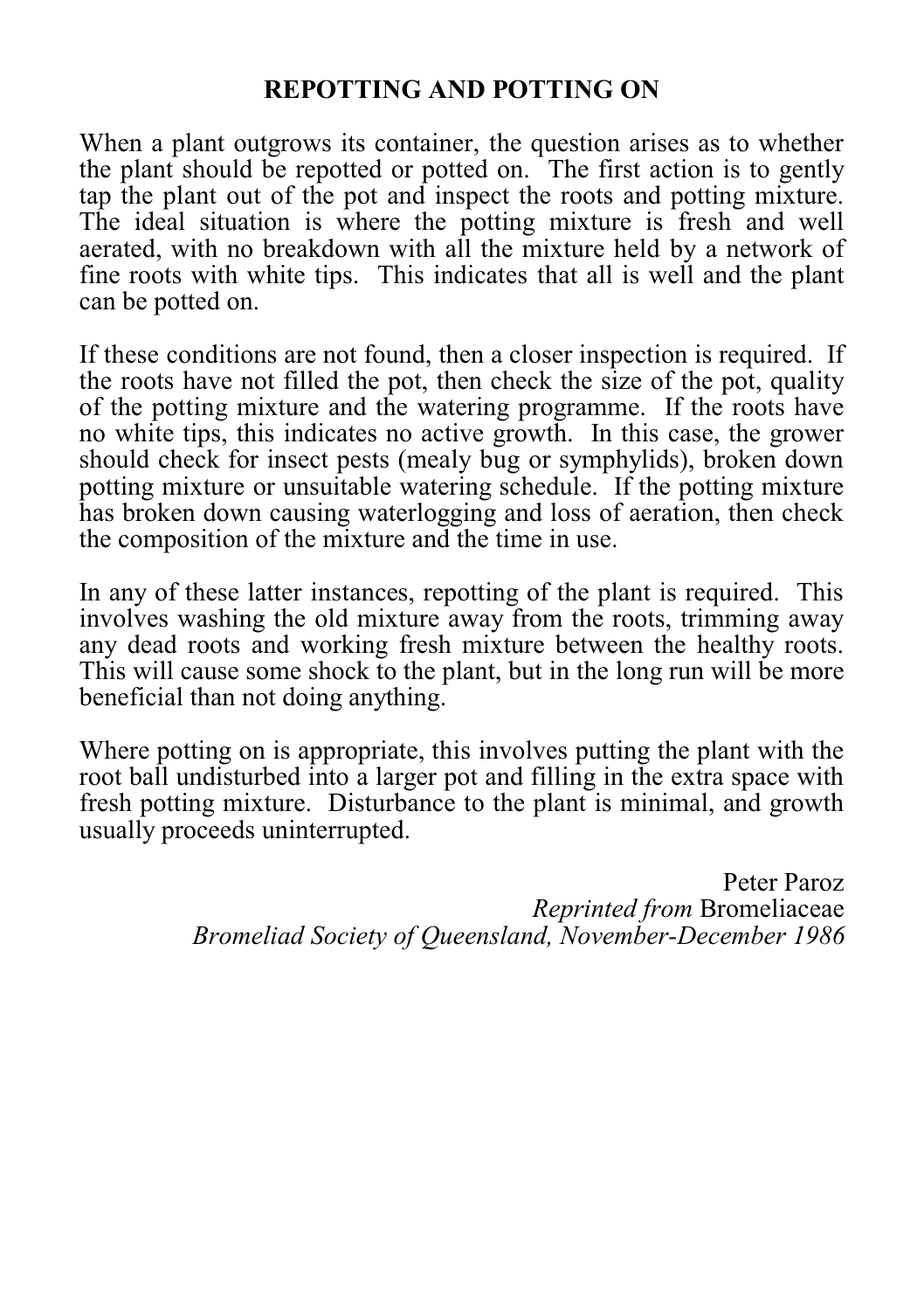## REPOTTING AND POTTING ON

When a plant outgrows its container, the question arises as to whether the plant should be repotted or potted on. The first action is to gently tap the plant out of the pot and inspect the roots and potting mixture. The ideal situation is where the potting mixture is fresh and well aerated, with no breakdown with all the mixture held by a network of fine roots with white tips. This indicates that all is well and the plant can be potted on.

If these conditions are not found, then a closer inspection is required. If the roots have not filled the pot, then check the size of the pot, quality of the potting mixture and the watering programme. If the roots have no white tips, this indicates no active growth. In this case, the grower should check for insect pests (mealy bug or symphylids), broken down potting mixture or unsuitable watering schedule. If the potting mixture has broken down causing waterlogging and loss of aeration, then check the composition of the mixture and the time in use.

In any of these latter instances, repotting of the plant is required. This involves washing the old mixture away from the roots, trimming away any dead roots and working fresh mixture between the healthy roots. This will cause some shock to the plant, but in the long run will be more beneficial than not doing anything.

Where potting on is appropriate, this involves putting the plant with the root ball undisturbed into a larger pot and filling in the extra space with fresh potting mixture. Disturbance to the plant is minimal, and growth usually proceeds uninterrupted.

Peter Paroz
*Reprinted from* Bromeliaceae
*Bromeliad Society of Queensland, November-December 1986*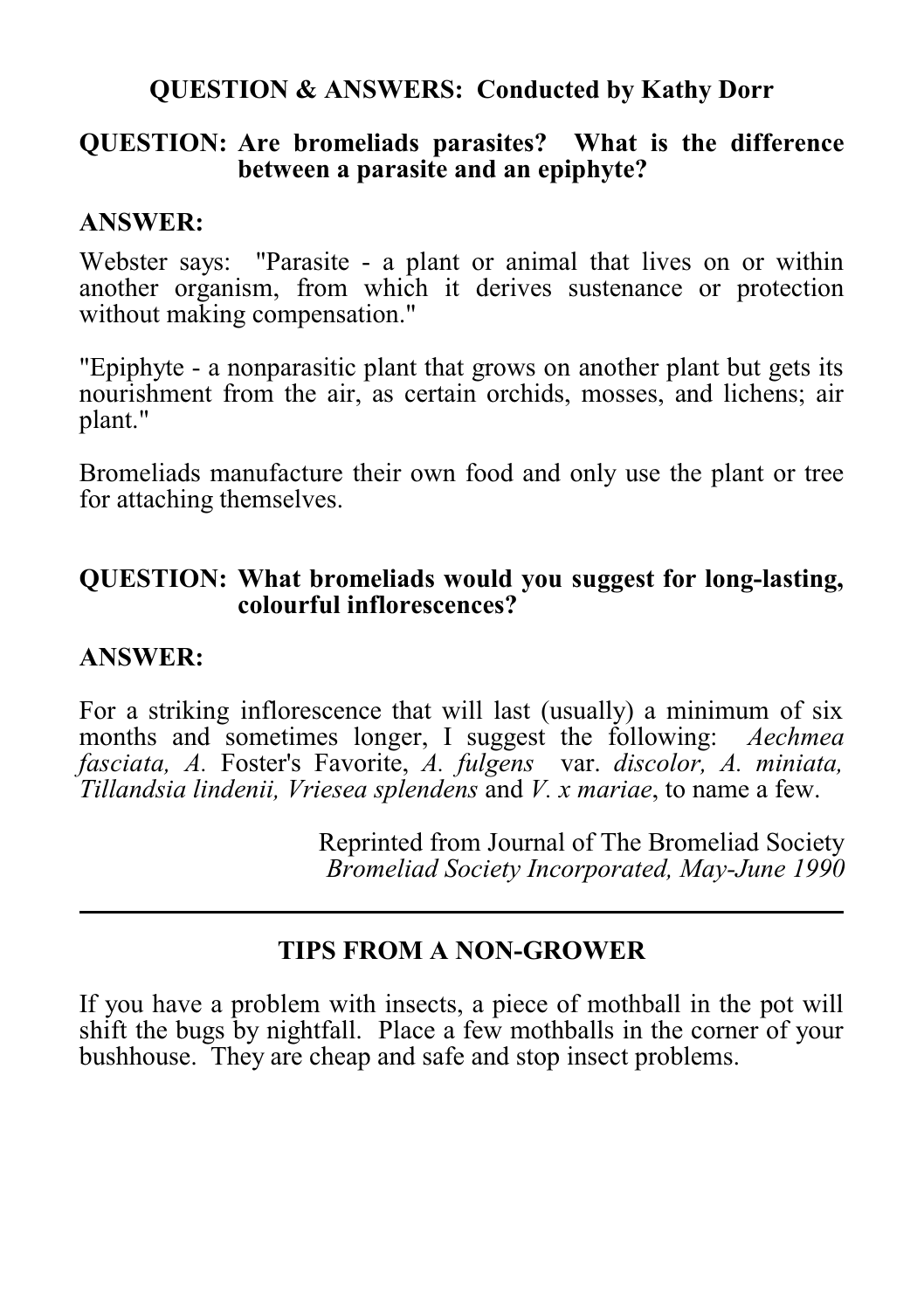## QUESTION & ANSWERS: Conducted by Kathy Dorr

**QUESTION: Are bromeliads parasites? What is the difference between a parasite and an epiphyte?**

**ANSWER:**

Webster says: "Parasite - a plant or animal that lives on or within another organism, from which it derives sustenance or protection without making compensation."

"Epiphyte - a nonparasitic plant that grows on another plant but gets its nourishment from the air, as certain orchids, mosses, and lichens; air plant."

Bromeliads manufacture their own food and only use the plant or tree for attaching themselves.

**QUESTION: What bromeliads would you suggest for long-lasting, colourful inflorescences?**

**ANSWER:**

For a striking inflorescence that will last (usually) a minimum of six months and sometimes longer, I suggest the following: *Aechmea fasciata, A.* Foster's Favorite, *A. fulgens* var. *discolor, A. miniata, Tillandsia lindenii, Vriesea splendens* and *V. x mariae*, to name a few.

Reprinted from Journal of The Bromeliad Society
*Bromeliad Society Incorporated, May-June 1990*

---

## TIPS FROM A NON-GROWER

If you have a problem with insects, a piece of mothball in the pot will shift the bugs by nightfall. Place a few mothballs in the corner of your bushhouse. They are cheap and safe and stop insect problems.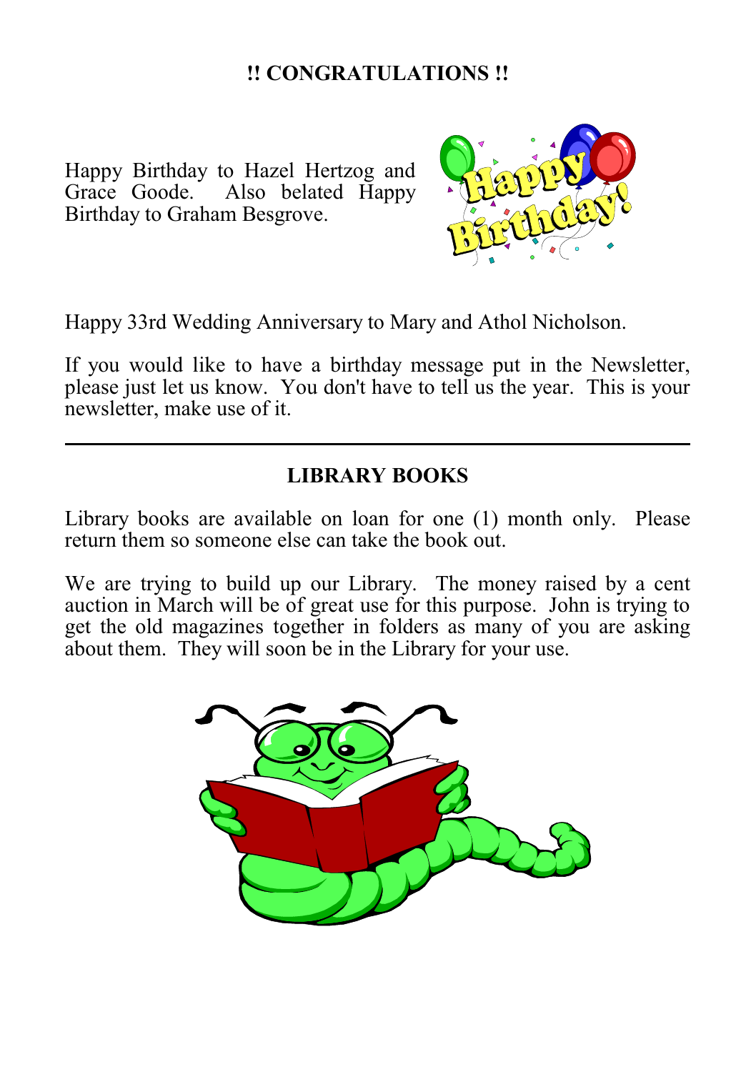## !! CONGRATULATIONS !!

Happy Birthday to Hazel Hertzog and Grace Goode. Also belated Happy Birthday to Graham Besgrove.

Happy 33rd Wedding Anniversary to Mary and Athol Nicholson.

If you would like to have a birthday message put in the Newsletter, please just let us know. You don't have to tell us the year. This is your newsletter, make use of it.

---

## LIBRARY BOOKS

Library books are available on loan for one (1) month only. Please return them so someone else can take the book out.

We are trying to build up our Library. The money raised by a cent auction in March will be of great use for this purpose. John is trying to get the old magazines together in folders as many of you are asking about them. They will soon be in the Library for your use.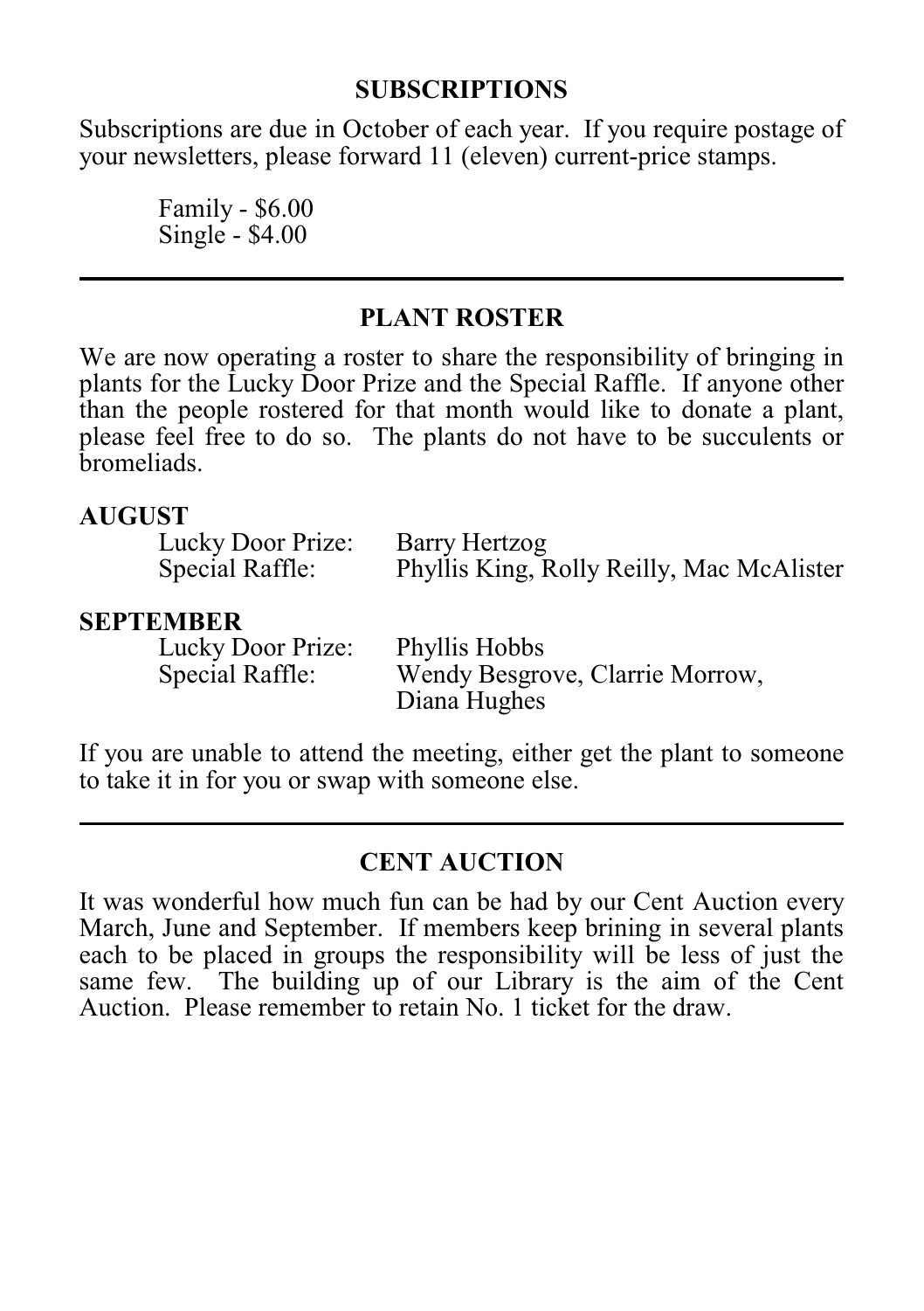## SUBSCRIPTIONS

Subscriptions are due in October of each year. If you require postage of your newsletters, please forward 11 (eleven) current-price stamps.

Family - $6.00
Single - $4.00

---

## PLANT ROSTER

We are now operating a roster to share the responsibility of bringing in plants for the Lucky Door Prize and the Special Raffle. If anyone other than the people rostered for that month would like to donate a plant, please feel free to do so. The plants do not have to be succulents or bromeliads.

**AUGUST**

Lucky Door Prize: Barry Hertzog
Special Raffle: Phyllis King, Rolly Reilly, Mac McAlister

**SEPTEMBER**

Lucky Door Prize: Phyllis Hobbs
Special Raffle: Wendy Besgrove, Clarrie Morrow, Diana Hughes

If you are unable to attend the meeting, either get the plant to someone to take it in for you or swap with someone else.

---

## CENT AUCTION

It was wonderful how much fun can be had by our Cent Auction every March, June and September. If members keep brining in several plants each to be placed in groups the responsibility will be less of just the same few. The building up of our Library is the aim of the Cent Auction. Please remember to retain No. 1 ticket for the draw.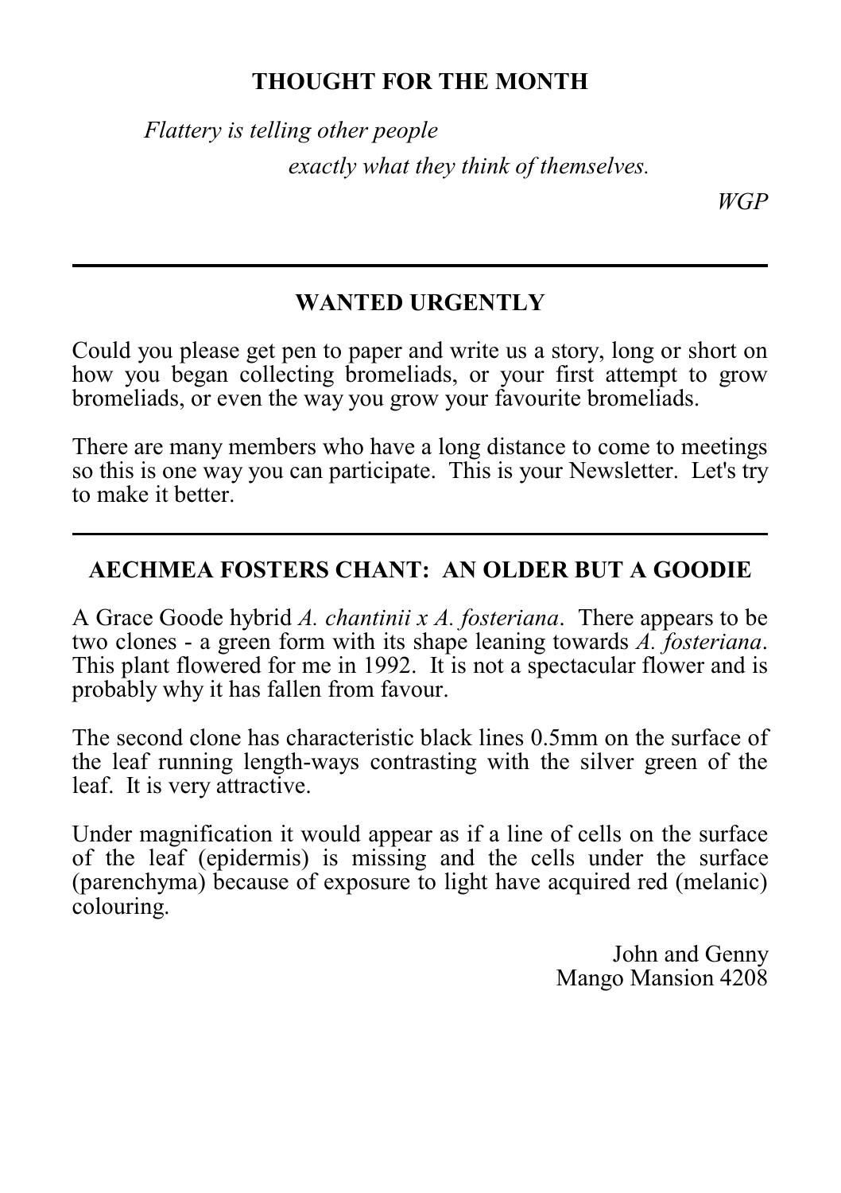## THOUGHT FOR THE MONTH

*Flattery is telling other people*
*exactly what they think of themselves.*

*WGP*

---

## WANTED URGENTLY

Could you please get pen to paper and write us a story, long or short on how you began collecting bromeliads, or your first attempt to grow bromeliads, or even the way you grow your favourite bromeliads.

There are many members who have a long distance to come to meetings so this is one way you can participate. This is your Newsletter. Let's try to make it better.

---

## AECHMEA FOSTERS CHANT: AN OLDER BUT A GOODIE

A Grace Goode hybrid *A. chantinii x A. fosteriana*. There appears to be two clones - a green form with its shape leaning towards *A. fosteriana*. This plant flowered for me in 1992. It is not a spectacular flower and is probably why it has fallen from favour.

The second clone has characteristic black lines 0.5mm on the surface of the leaf running length-ways contrasting with the silver green of the leaf. It is very attractive.

Under magnification it would appear as if a line of cells on the surface of the leaf (epidermis) is missing and the cells under the surface (parenchyma) because of exposure to light have acquired red (melanic) colouring.

John and Genny
Mango Mansion 4208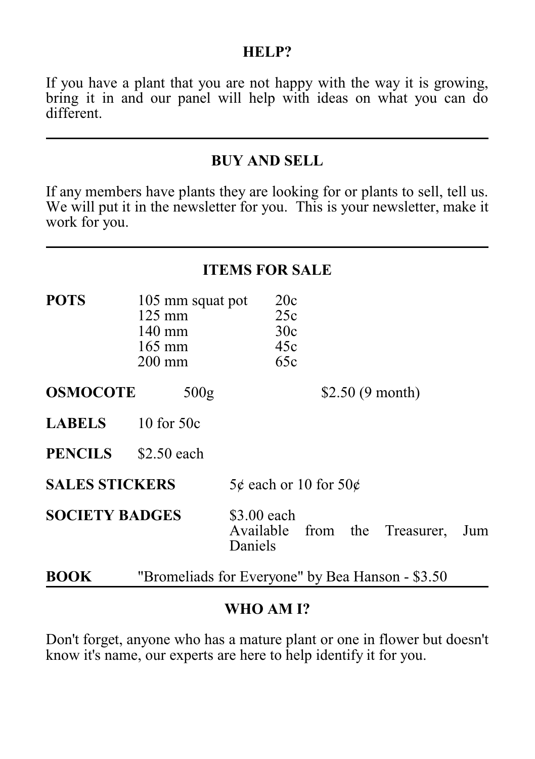## HELP?

If you have a plant that you are not happy with the way it is growing, bring it in and our panel will help with ideas on what you can do different.

---

## BUY AND SELL

If any members have plants they are looking for or plants to sell, tell us. We will put it in the newsletter for you. This is your newsletter, make it work for you.

---

## ITEMS FOR SALE

| | | |
|---|---|---|
| **POTS** | 105 mm squat pot | 20c |
| | 125 mm | 25c |
| | 140 mm | 30c |
| | 165 mm | 45c |
| | 200 mm | 65c |

**OSMOCOTE** 500g $2.50 (9 month)

**LABELS** 10 for 50c

**PENCILS** $2.50 each

**SALES STICKERS** 5¢ each or 10 for 50¢

**SOCIETY BADGES** $3.00 each
Available from the Treasurer, Jum Daniels

**BOOK** "Bromeliads for Everyone" by Bea Hanson - $3.50

---

## WHO AM I?

Don't forget, anyone who has a mature plant or one in flower but doesn't know it's name, our experts are here to help identify it for you.